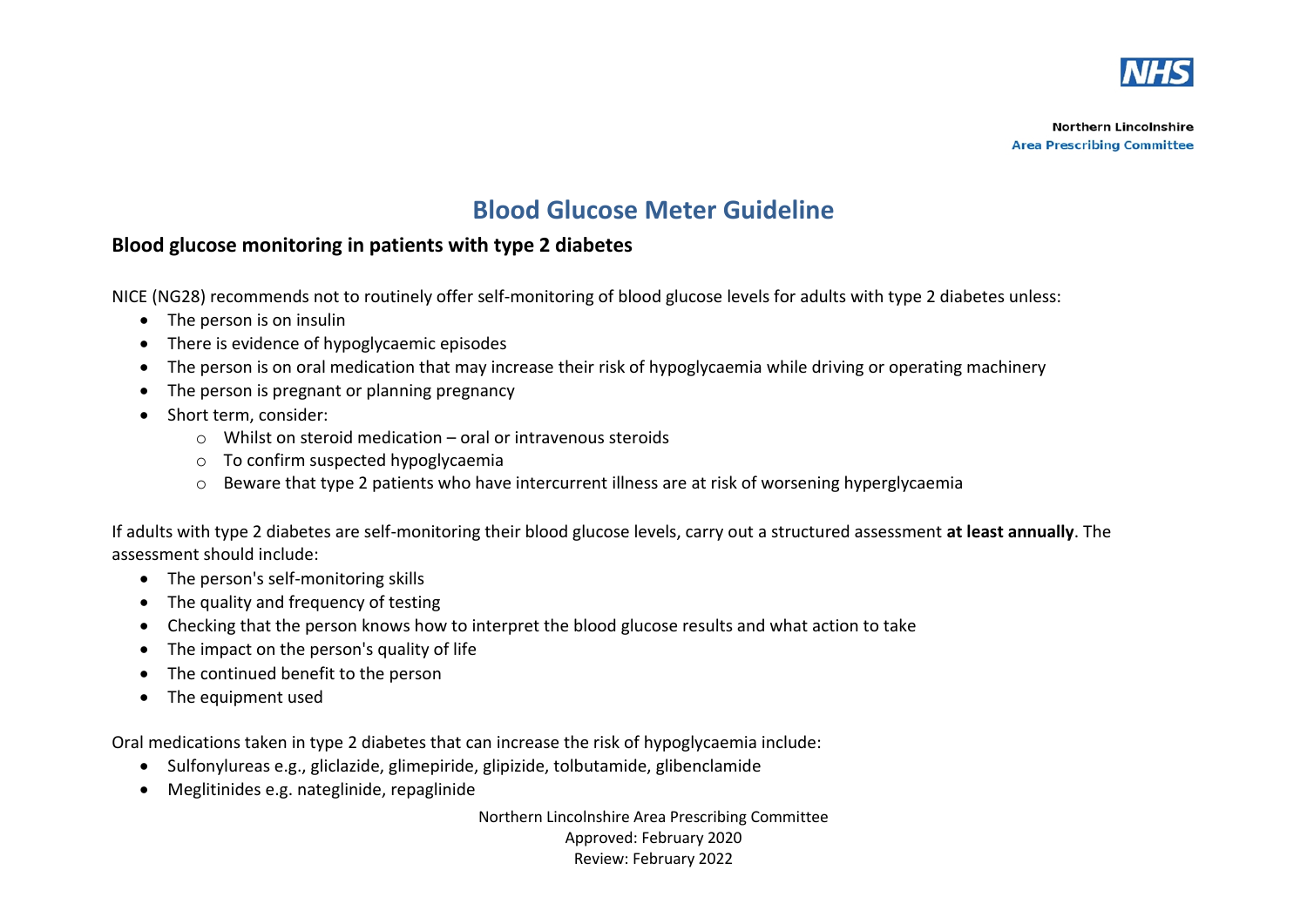Northern Lincolnshire
Area Prescribing Committee

# Blood Glucose Meter Guideline

## Blood glucose monitoring in patients with type 2 diabetes

NICE (NG28) recommends not to routinely offer self-monitoring of blood glucose levels for adults with type 2 diabetes unless:

- The person is on insulin
- There is evidence of hypoglycaemic episodes
- The person is on oral medication that may increase their risk of hypoglycaemia while driving or operating machinery
- The person is pregnant or planning pregnancy
- Short term, consider:
    - Whilst on steroid medication – oral or intravenous steroids
    - To confirm suspected hypoglycaemia
    - Beware that type 2 patients who have intercurrent illness are at risk of worsening hyperglycaemia

If adults with type 2 diabetes are self-monitoring their blood glucose levels, carry out a structured assessment **at least annually**. The assessment should include:

- The person's self-monitoring skills
- The quality and frequency of testing
- Checking that the person knows how to interpret the blood glucose results and what action to take
- The impact on the person's quality of life
- The continued benefit to the person
- The equipment used

Oral medications taken in type 2 diabetes that can increase the risk of hypoglycaemia include:

- Sulfonylureas e.g., gliclazide, glimepiride, glipizide, tolbutamide, glibenclamide
- Meglitinides e.g. nateglinide, repaglinide

Northern Lincolnshire Area Prescribing Committee
Approved: February 2020
Review: February 2022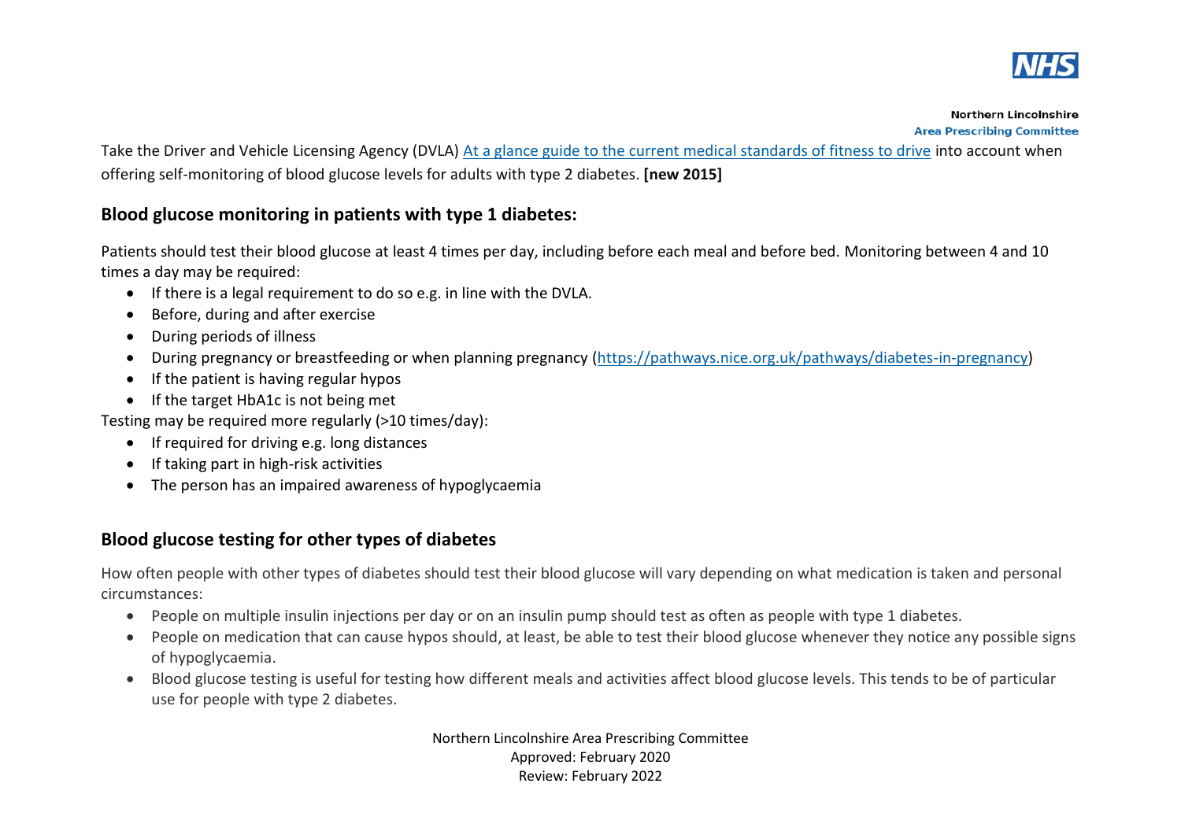Take the Driver and Vehicle Licensing Agency (DVLA) [At a glance guide to the current medical standards of fitness to drive] into account when offering self-monitoring of blood glucose levels for adults with type 2 diabetes. **[new 2015]**

## Blood glucose monitoring in patients with type 1 diabetes:

Patients should test their blood glucose at least 4 times per day, including before each meal and before bed. Monitoring between 4 and 10 times a day may be required:

- If there is a legal requirement to do so e.g. in line with the DVLA.
- Before, during and after exercise
- During periods of illness
- During pregnancy or breastfeeding or when planning pregnancy (https://pathways.nice.org.uk/pathways/diabetes-in-pregnancy)
- If the patient is having regular hypos
- If the target HbA1c is not being met

Testing may be required more regularly (>10 times/day):

- If required for driving e.g. long distances
- If taking part in high-risk activities
- The person has an impaired awareness of hypoglycaemia

## Blood glucose testing for other types of diabetes

How often people with other types of diabetes should test their blood glucose will vary depending on what medication is taken and personal circumstances:

- People on multiple insulin injections per day or on an insulin pump should test as often as people with type 1 diabetes.
- People on medication that can cause hypos should, at least, be able to test their blood glucose whenever they notice any possible signs of hypoglycaemia.
- Blood glucose testing is useful for testing how different meals and activities affect blood glucose levels. This tends to be of particular use for people with type 2 diabetes.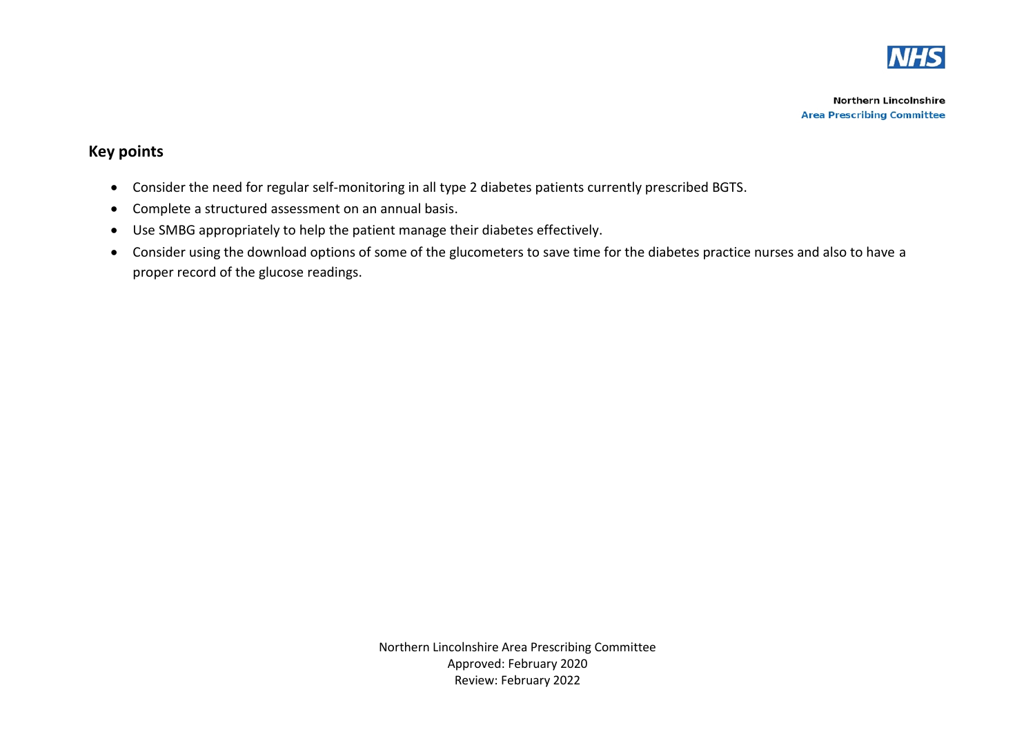## Key points

- Consider the need for regular self-monitoring in all type 2 diabetes patients currently prescribed BGTS.
- Complete a structured assessment on an annual basis.
- Use SMBG appropriately to help the patient manage their diabetes effectively.
- Consider using the download options of some of the glucometers to save time for the diabetes practice nurses and also to have a proper record of the glucose readings.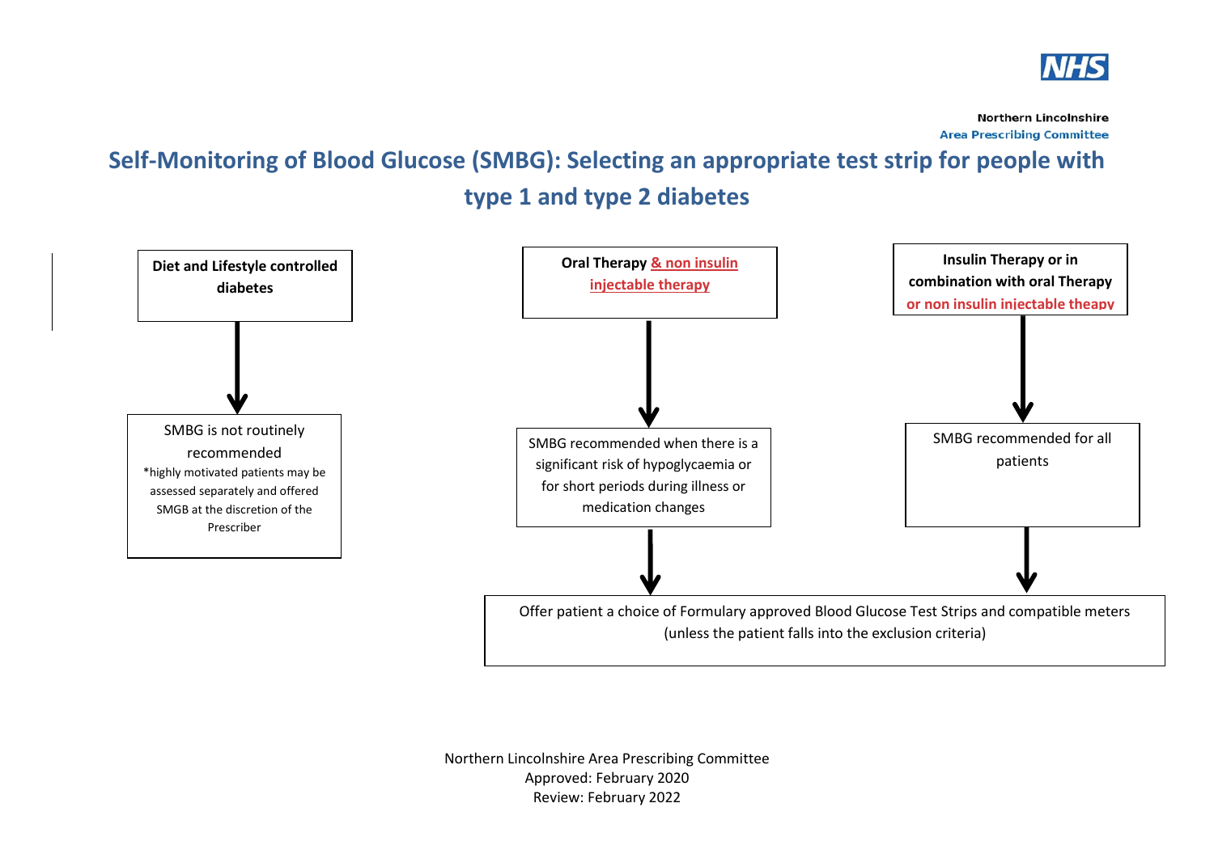Northern Lincolnshire
Area Prescribing Committee

# Self-Monitoring of Blood Glucose (SMBG): Selecting an appropriate test strip for people with type 1 and type 2 diabetes

**Diet and Lifestyle controlled diabetes**

↓

SMBG is not routinely recommended
*highly motivated patients may be assessed separately and offered SMGB at the discretion of the Prescriber

**Oral Therapy & non insulin injectable therapy**

↓

SMBG recommended when there is a significant risk of hypoglycaemia or for short periods during illness or medication changes

↓

**Insulin Therapy or in combination with oral Therapy or non insulin injectable theapy**

↓

SMBG recommended for all patients

↓

Offer patient a choice of Formulary approved Blood Glucose Test Strips and compatible meters (unless the patient falls into the exclusion criteria)

Northern Lincolnshire Area Prescribing Committee
Approved: February 2020
Review: February 2022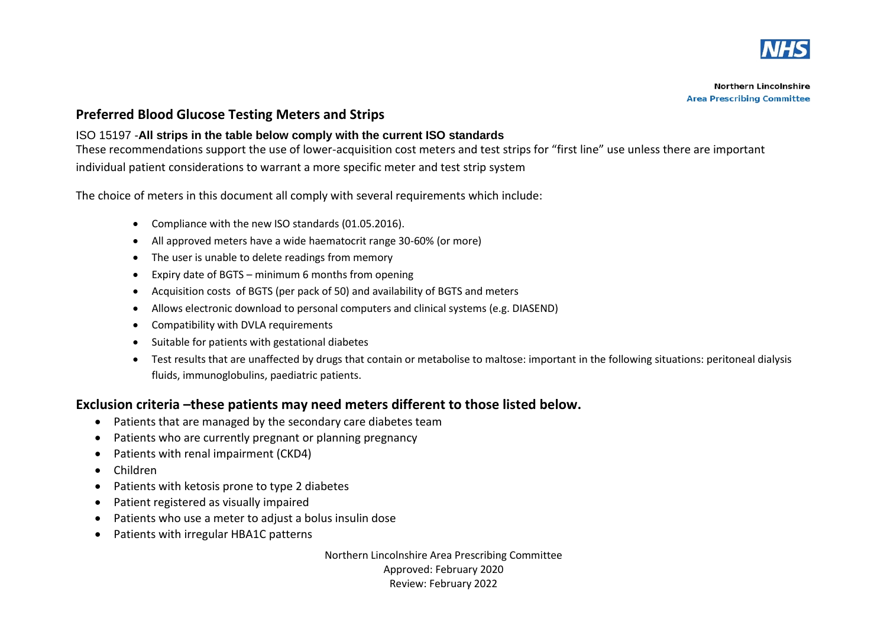## Preferred Blood Glucose Testing Meters and Strips

ISO 15197 -**All strips in the table below comply with the current ISO standards**

These recommendations support the use of lower-acquisition cost meters and test strips for "first line" use unless there are important individual patient considerations to warrant a more specific meter and test strip system

The choice of meters in this document all comply with several requirements which include:

- Compliance with the new ISO standards (01.05.2016).
- All approved meters have a wide haematocrit range 30-60% (or more)
- The user is unable to delete readings from memory
- Expiry date of BGTS – minimum 6 months from opening
- Acquisition costs of BGTS (per pack of 50) and availability of BGTS and meters
- Allows electronic download to personal computers and clinical systems (e.g. DIASEND)
- Compatibility with DVLA requirements
- Suitable for patients with gestational diabetes
- Test results that are unaffected by drugs that contain or metabolise to maltose: important in the following situations: peritoneal dialysis fluids, immunoglobulins, paediatric patients.

## Exclusion criteria –these patients may need meters different to those listed below.

- Patients that are managed by the secondary care diabetes team
- Patients who are currently pregnant or planning pregnancy
- Patients with renal impairment (CKD4)
- Children
- Patients with ketosis prone to type 2 diabetes
- Patient registered as visually impaired
- Patients who use a meter to adjust a bolus insulin dose
- Patients with irregular HBA1C patterns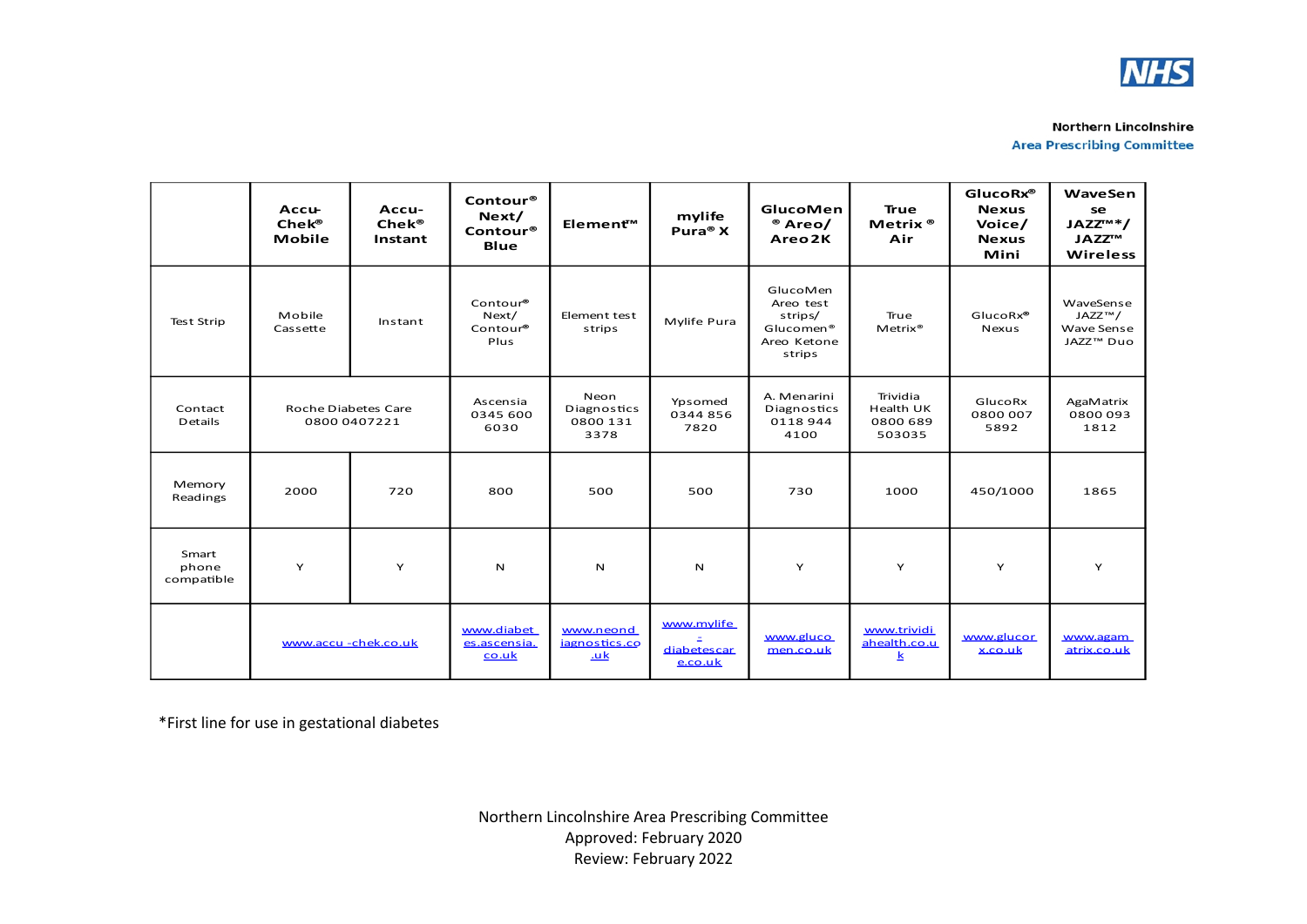Northern Lincolnshire
Area Prescribing Committee

| | Accu-Chek® Mobile | Accu-Chek® Instant | Contour® Next/ Contour® Blue | Element™ | mylife Pura® X | GlucoMen® Areo/ Areo2K | True Metrix® Air | GlucoRx® Nexus Voice/ Nexus Mini | WaveSense JAZZ™*/ JAZZ™ Wireless |
|---|---|---|---|---|---|---|---|---|---|
| Test Strip | Mobile Cassette | Instant | Contour® Next/ Contour® Plus | Element test strips | Mylife Pura | GlucoMen Areo test strips/ Glucomen® Areo Ketone strips | True Metrix® | GlucoRx® Nexus | WaveSense JAZZ™/ Wave Sense JAZZ™ Duo |
| Contact Details | Roche Diabetes Care 0800 0407221 | | Ascensia 0345 600 6030 | Neon Diagnostics 0800 131 3378 | Ypsomed 0344 856 7820 | A. Menarini Diagnostics 0118 944 4100 | Trividia Health UK 0800 689 503035 | GlucoRx 0800 007 5892 | AgaMatrix 0800 093 1812 |
| Memory Readings | 2000 | 720 | 800 | 500 | 500 | 730 | 1000 | 450/1000 | 1865 |
| Smart phone compatible | Y | Y | N | N | N | Y | Y | Y | Y |
| | www.accu-chek.co.uk | | www.diabetes.ascensia.co.uk | www.neondiagnostics.co.uk | www.mylife-diabetescare.co.uk | www.glucomen.co.uk | www.trividiahealth.co.uk | www.glucorx.co.uk | www.agamatrix.co.uk |

*First line for use in gestational diabetes

Northern Lincolnshire Area Prescribing Committee
Approved: February 2020
Review: February 2022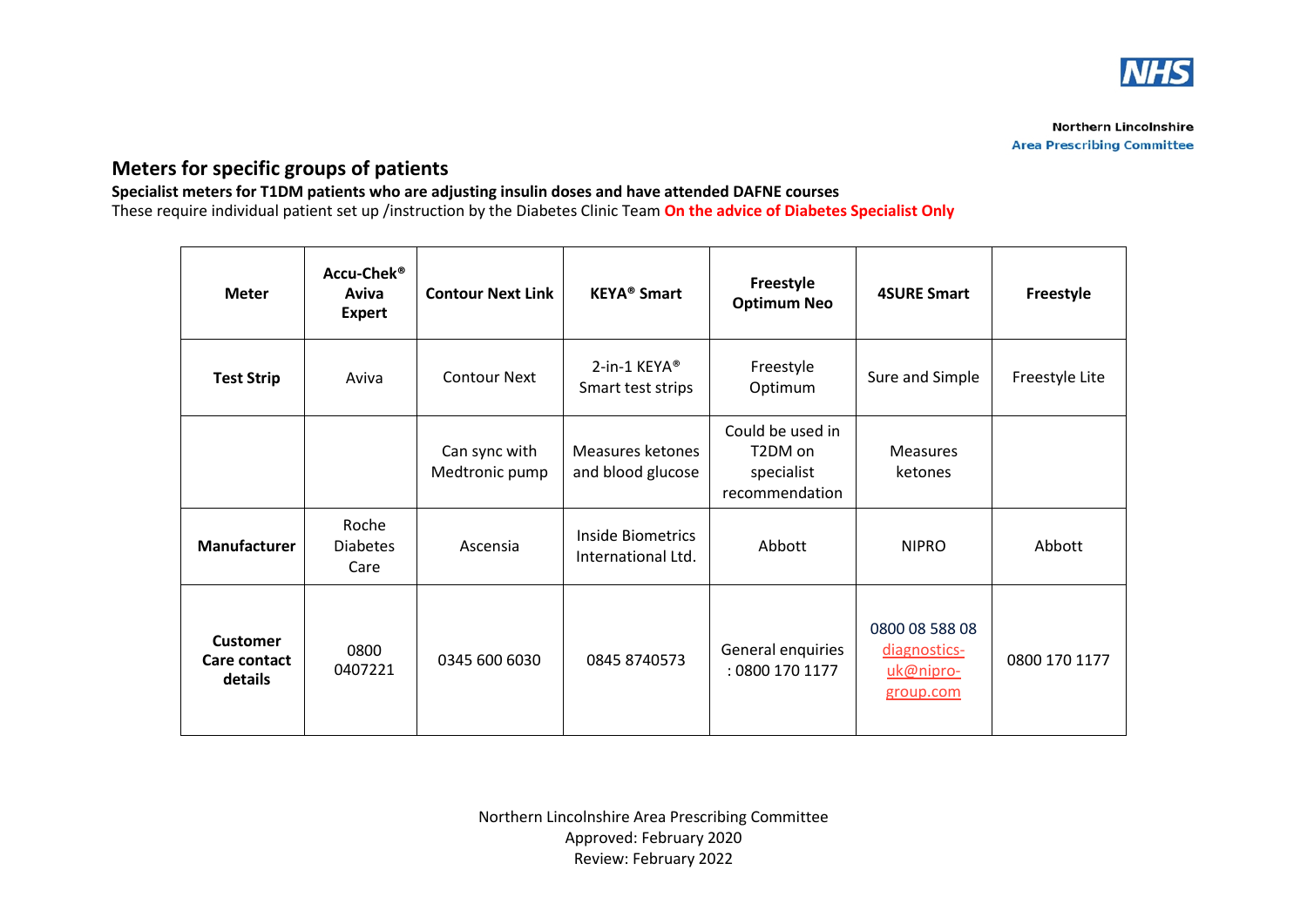Northern Lincolnshire
Area Prescribing Committee

## Meters for specific groups of patients

**Specialist meters for T1DM patients who are adjusting insulin doses and have attended DAFNE courses**

These require individual patient set up /instruction by the Diabetes Clinic Team **On the advice of Diabetes Specialist Only**

| Meter | Accu-Chek® Aviva Expert | Contour Next Link | KEYA® Smart | Freestyle Optimum Neo | 4SURE Smart | Freestyle |
|---|---|---|---|---|---|---|
| **Test Strip** | Aviva | Contour Next | 2-in-1 KEYA® Smart test strips | Freestyle Optimum | Sure and Simple | Freestyle Lite |
| | | Can sync with Medtronic pump | Measures ketones and blood glucose | Could be used in T2DM on specialist recommendation | Measures ketones | |
| **Manufacturer** | Roche Diabetes Care | Ascensia | Inside Biometrics International Ltd. | Abbott | NIPRO | Abbott |
| **Customer Care contact details** | 0800 0407221 | 0345 600 6030 | 0845 8740573 | General enquiries : 0800 170 1177 | 0800 08 588 08 diagnostics-uk@nipro-group.com | 0800 170 1177 |

Northern Lincolnshire Area Prescribing Committee
Approved: February 2020
Review: February 2022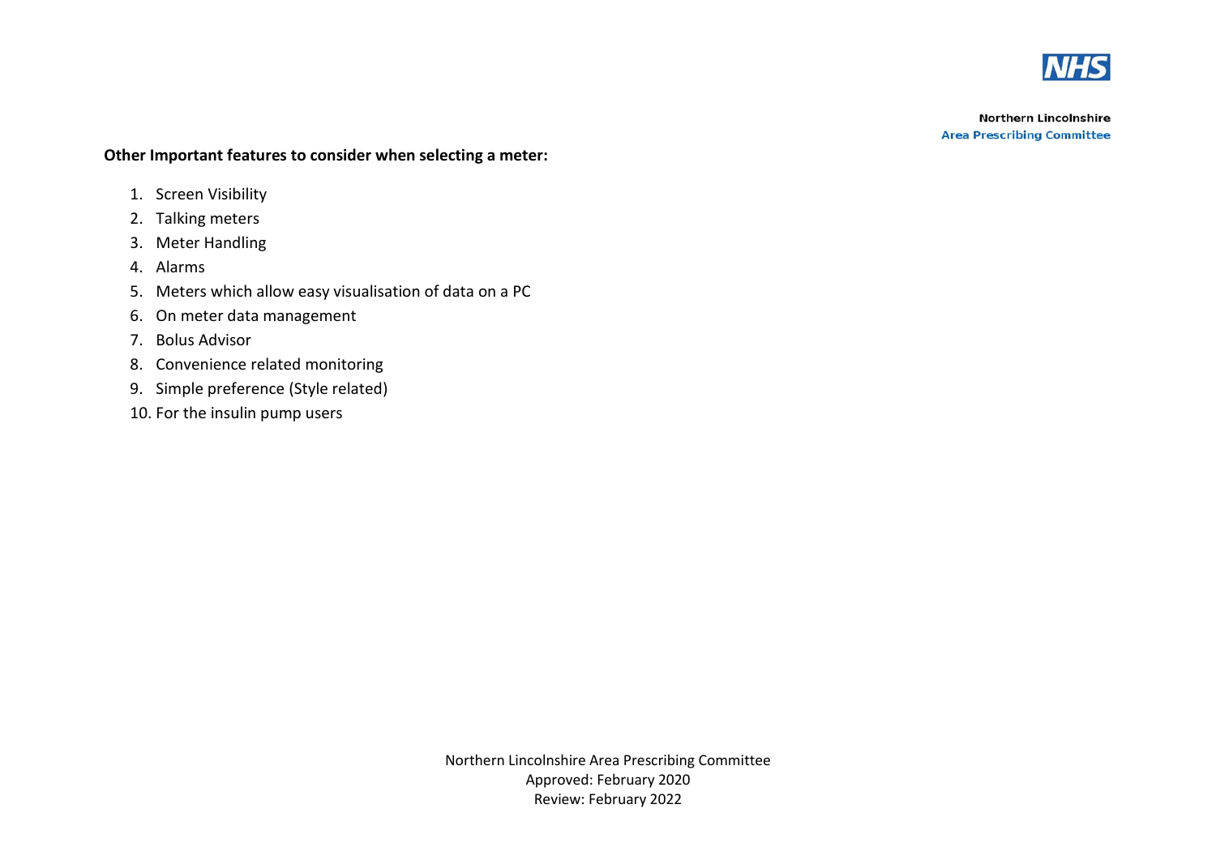**Other Important features to consider when selecting a meter:**

1. Screen Visibility
2. Talking meters
3. Meter Handling
4. Alarms
5. Meters which allow easy visualisation of data on a PC
6. On meter data management
7. Bolus Advisor
8. Convenience related monitoring
9. Simple preference (Style related)
10. For the insulin pump users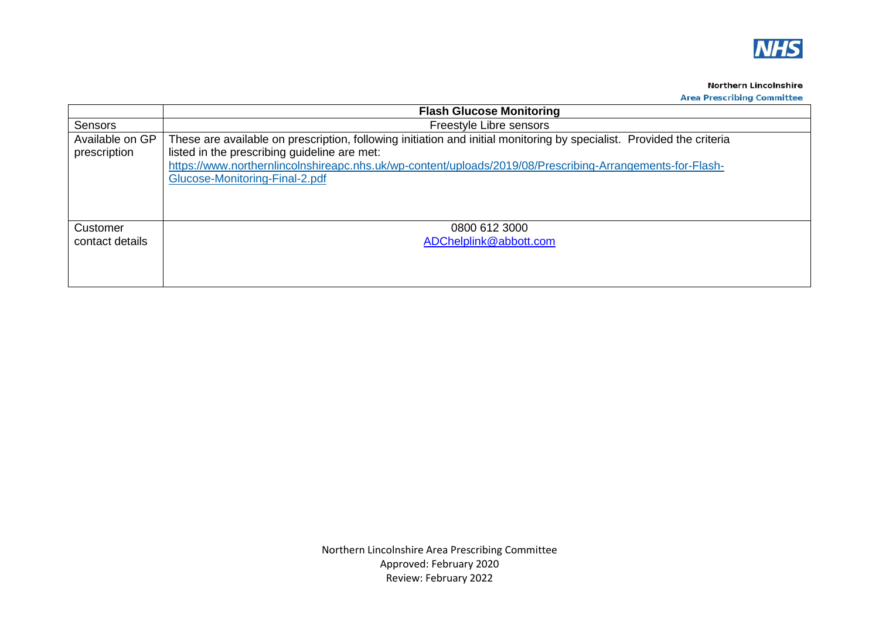Northern Lincolnshire
Area Prescribing Committee

| | Flash Glucose Monitoring |
|---|---|
| Sensors | Freestyle Libre sensors |
| Available on GP prescription | These are available on prescription, following initiation and initial monitoring by specialist. Provided the criteria listed in the prescribing guideline are met: https://www.northernlincolnshireapc.nhs.uk/wp-content/uploads/2019/08/Prescribing-Arrangements-for-Flash-Glucose-Monitoring-Final-2.pdf |
| Customer contact details | 0800 612 3000 ADChelplink@abbott.com |

Northern Lincolnshire Area Prescribing Committee
Approved: February 2020
Review: February 2022